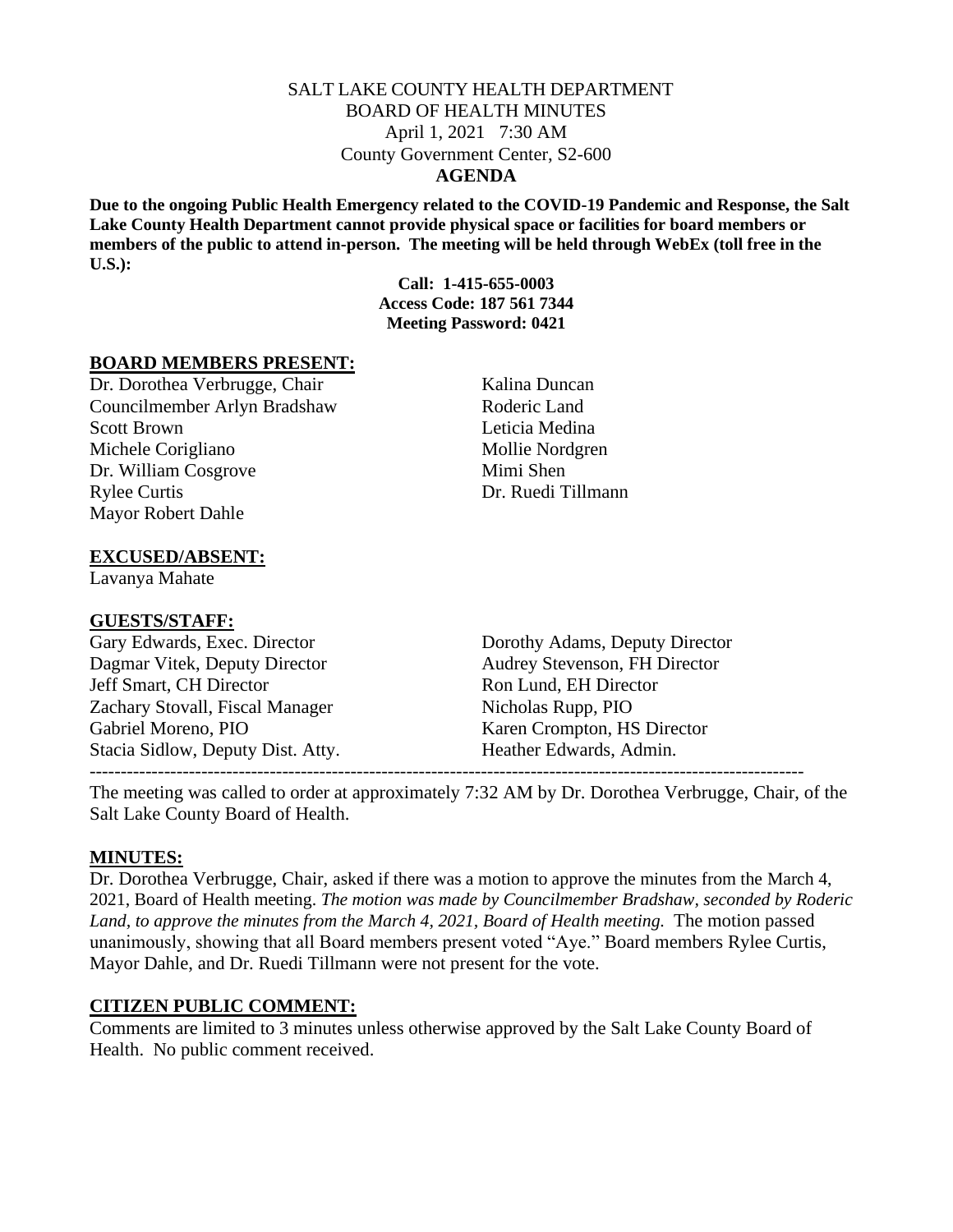# SALT LAKE COUNTY HEALTH DEPARTMENT
## BOARD OF HEALTH MINUTES
April 1, 2021 7:30 AM
County Government Center, S2-600
**AGENDA**

**Due to the ongoing Public Health Emergency related to the COVID-19 Pandemic and Response, the Salt Lake County Health Department cannot provide physical space or facilities for board members or members of the public to attend in-person. The meeting will be held through WebEx (toll free in the U.S.):**

**Call: 1-415-655-0003**
**Access Code: 187 561 7344**
**Meeting Password: 0421**

### BOARD MEMBERS PRESENT:

Dr. Dorothea Verbrugge, Chair
Councilmember Arlyn Bradshaw
Scott Brown
Michele Corigliano
Dr. William Cosgrove
Rylee Curtis
Mayor Robert Dahle
Kalina Duncan
Roderic Land
Leticia Medina
Mollie Nordgren
Mimi Shen
Dr. Ruedi Tillmann

### EXCUSED/ABSENT:

Lavanya Mahate

### GUESTS/STAFF:

Gary Edwards, Exec. Director
Dagmar Vitek, Deputy Director
Jeff Smart, CH Director
Zachary Stovall, Fiscal Manager
Gabriel Moreno, PIO
Stacia Sidlow, Deputy Dist. Atty.
Dorothy Adams, Deputy Director
Audrey Stevenson, FH Director
Ron Lund, EH Director
Nicholas Rupp, PIO
Karen Crompton, HS Director
Heather Edwards, Admin.

---

The meeting was called to order at approximately 7:32 AM by Dr. Dorothea Verbrugge, Chair, of the Salt Lake County Board of Health.

### MINUTES:

Dr. Dorothea Verbrugge, Chair, asked if there was a motion to approve the minutes from the March 4, 2021, Board of Health meeting. *The motion was made by Councilmember Bradshaw, seconded by Roderic Land, to approve the minutes from the March 4, 2021, Board of Health meeting.* The motion passed unanimously, showing that all Board members present voted "Aye." Board members Rylee Curtis, Mayor Dahle, and Dr. Ruedi Tillmann were not present for the vote.

### CITIZEN PUBLIC COMMENT:

Comments are limited to 3 minutes unless otherwise approved by the Salt Lake County Board of Health. No public comment received.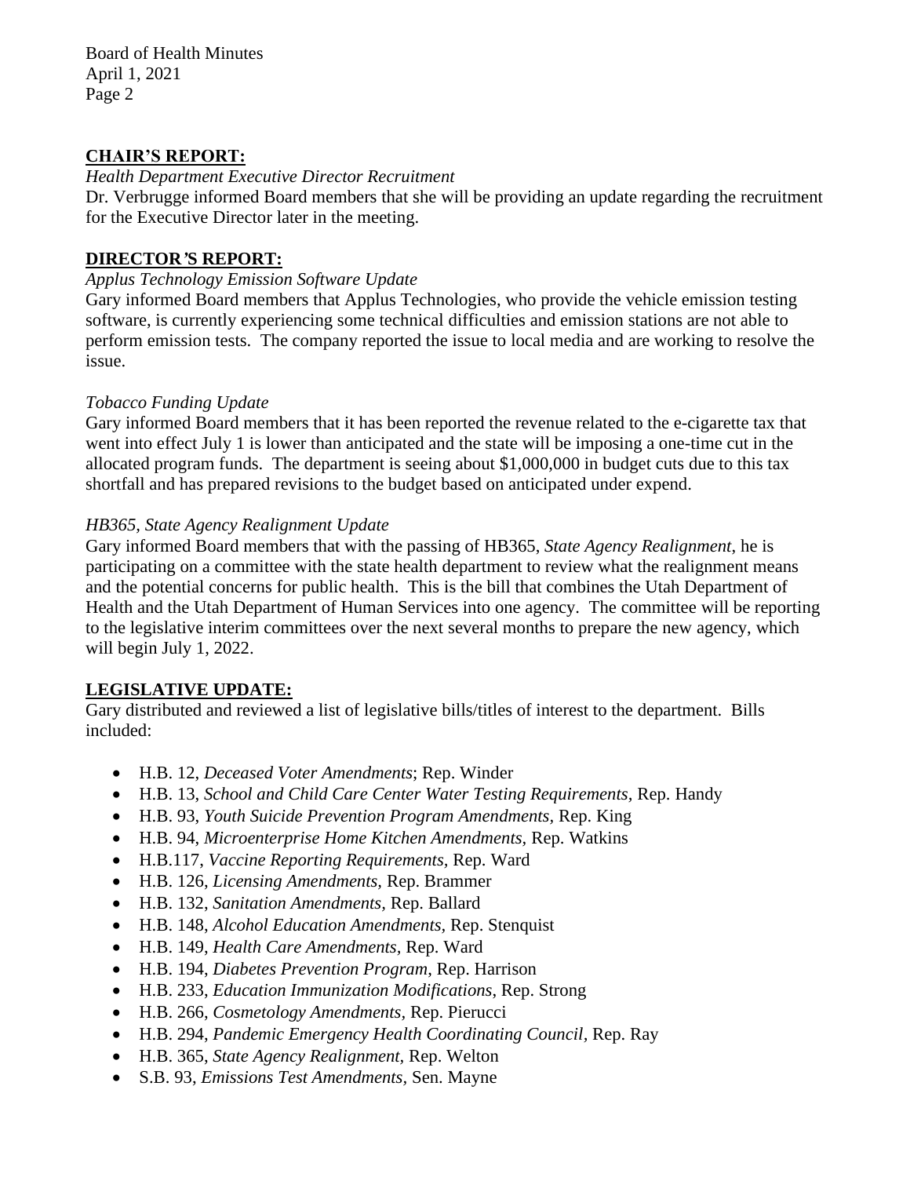## CHAIR'S REPORT:

*Health Department Executive Director Recruitment*

Dr. Verbrugge informed Board members that she will be providing an update regarding the recruitment for the Executive Director later in the meeting.

## DIRECTOR'S REPORT:

*Applus Technology Emission Software Update*

Gary informed Board members that Applus Technologies, who provide the vehicle emission testing software, is currently experiencing some technical difficulties and emission stations are not able to perform emission tests. The company reported the issue to local media and are working to resolve the issue.

*Tobacco Funding Update*

Gary informed Board members that it has been reported the revenue related to the e-cigarette tax that went into effect July 1 is lower than anticipated and the state will be imposing a one-time cut in the allocated program funds. The department is seeing about $1,000,000 in budget cuts due to this tax shortfall and has prepared revisions to the budget based on anticipated under expend.

*HB365, State Agency Realignment Update*

Gary informed Board members that with the passing of HB365, *State Agency Realignment*, he is participating on a committee with the state health department to review what the realignment means and the potential concerns for public health. This is the bill that combines the Utah Department of Health and the Utah Department of Human Services into one agency. The committee will be reporting to the legislative interim committees over the next several months to prepare the new agency, which will begin July 1, 2022.

## LEGISLATIVE UPDATE:

Gary distributed and reviewed a list of legislative bills/titles of interest to the department. Bills included:

- H.B. 12, *Deceased Voter Amendments*; Rep. Winder
- H.B. 13, *School and Child Care Center Water Testing Requirements,* Rep. Handy
- H.B. 93, *Youth Suicide Prevention Program Amendments,* Rep. King
- H.B. 94, *Microenterprise Home Kitchen Amendments,* Rep. Watkins
- H.B.117, *Vaccine Reporting Requirements*, Rep. Ward
- H.B. 126, *Licensing Amendments,* Rep. Brammer
- H.B. 132, *Sanitation Amendments,* Rep. Ballard
- H.B. 148, *Alcohol Education Amendments*, Rep. Stenquist
- H.B. 149, *Health Care Amendments*, Rep. Ward
- H.B. 194, *Diabetes Prevention Program*, Rep. Harrison
- H.B. 233, *Education Immunization Modifications*, Rep. Strong
- H.B. 266, *Cosmetology Amendments*, Rep. Pierucci
- H.B. 294, *Pandemic Emergency Health Coordinating Council*, Rep. Ray
- H.B. 365, *State Agency Realignment*, Rep. Welton
- S.B. 93, *Emissions Test Amendments*, Sen. Mayne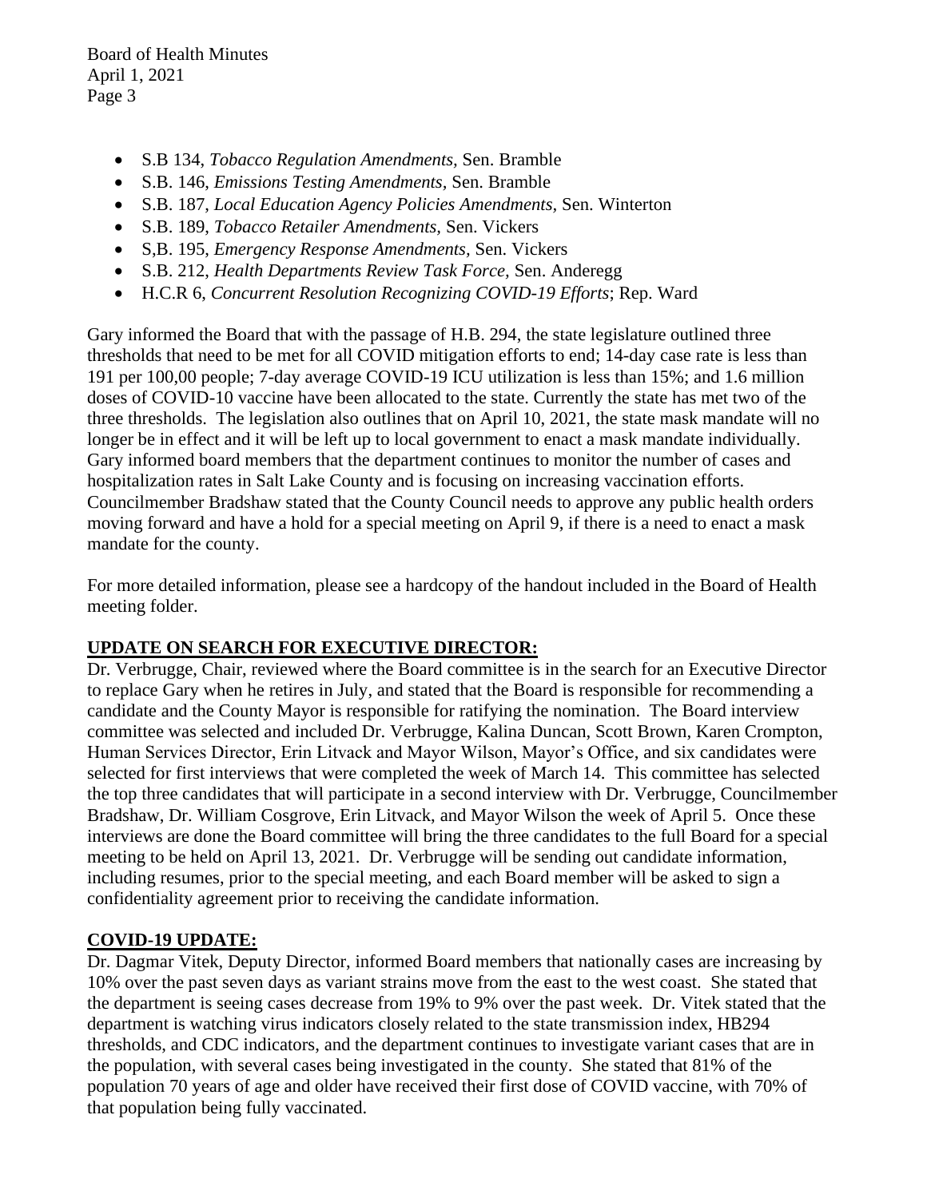- S.B 134, *Tobacco Regulation Amendments,* Sen. Bramble
- S.B. 146, *Emissions Testing Amendments,* Sen. Bramble
- S.B. 187, *Local Education Agency Policies Amendments,* Sen. Winterton
- S.B. 189, *Tobacco Retailer Amendments,* Sen. Vickers
- S,B. 195, *Emergency Response Amendments,* Sen. Vickers
- S.B. 212, *Health Departments Review Task Force,* Sen. Anderegg
- H.C.R 6, *Concurrent Resolution Recognizing COVID-19 Efforts*; Rep. Ward

Gary informed the Board that with the passage of H.B. 294, the state legislature outlined three thresholds that need to be met for all COVID mitigation efforts to end; 14-day case rate is less than 191 per 100,00 people; 7-day average COVID-19 ICU utilization is less than 15%; and 1.6 million doses of COVID-10 vaccine have been allocated to the state. Currently the state has met two of the three thresholds. The legislation also outlines that on April 10, 2021, the state mask mandate will no longer be in effect and it will be left up to local government to enact a mask mandate individually. Gary informed board members that the department continues to monitor the number of cases and hospitalization rates in Salt Lake County and is focusing on increasing vaccination efforts. Councilmember Bradshaw stated that the County Council needs to approve any public health orders moving forward and have a hold for a special meeting on April 9, if there is a need to enact a mask mandate for the county.

For more detailed information, please see a hardcopy of the handout included in the Board of Health meeting folder.

**UPDATE ON SEARCH FOR EXECUTIVE DIRECTOR:**

Dr. Verbrugge, Chair, reviewed where the Board committee is in the search for an Executive Director to replace Gary when he retires in July, and stated that the Board is responsible for recommending a candidate and the County Mayor is responsible for ratifying the nomination. The Board interview committee was selected and included Dr. Verbrugge, Kalina Duncan, Scott Brown, Karen Crompton, Human Services Director, Erin Litvack and Mayor Wilson, Mayor's Office, and six candidates were selected for first interviews that were completed the week of March 14. This committee has selected the top three candidates that will participate in a second interview with Dr. Verbrugge, Councilmember Bradshaw, Dr. William Cosgrove, Erin Litvack, and Mayor Wilson the week of April 5. Once these interviews are done the Board committee will bring the three candidates to the full Board for a special meeting to be held on April 13, 2021. Dr. Verbrugge will be sending out candidate information, including resumes, prior to the special meeting, and each Board member will be asked to sign a confidentiality agreement prior to receiving the candidate information.

**COVID-19 UPDATE:**

Dr. Dagmar Vitek, Deputy Director, informed Board members that nationally cases are increasing by 10% over the past seven days as variant strains move from the east to the west coast. She stated that the department is seeing cases decrease from 19% to 9% over the past week. Dr. Vitek stated that the department is watching virus indicators closely related to the state transmission index, HB294 thresholds, and CDC indicators, and the department continues to investigate variant cases that are in the population, with several cases being investigated in the county. She stated that 81% of the population 70 years of age and older have received their first dose of COVID vaccine, with 70% of that population being fully vaccinated.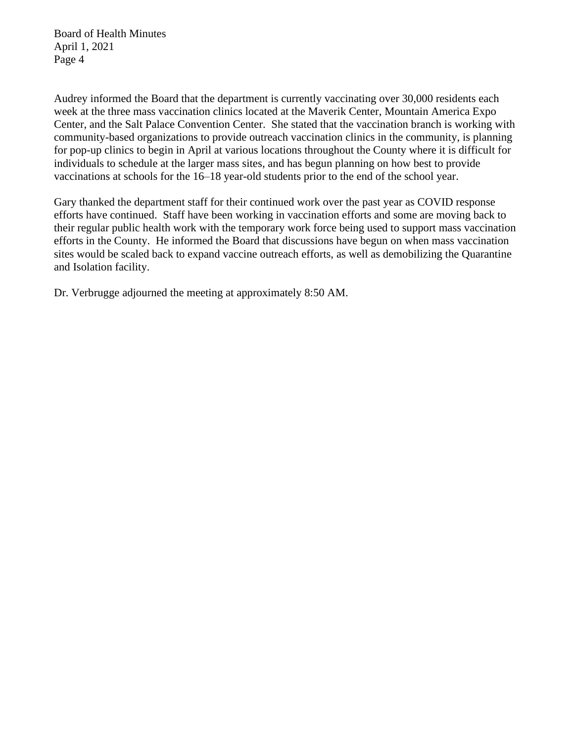Audrey informed the Board that the department is currently vaccinating over 30,000 residents each week at the three mass vaccination clinics located at the Maverik Center, Mountain America Expo Center, and the Salt Palace Convention Center. She stated that the vaccination branch is working with community-based organizations to provide outreach vaccination clinics in the community, is planning for pop-up clinics to begin in April at various locations throughout the County where it is difficult for individuals to schedule at the larger mass sites, and has begun planning on how best to provide vaccinations at schools for the 16–18 year-old students prior to the end of the school year.

Gary thanked the department staff for their continued work over the past year as COVID response efforts have continued. Staff have been working in vaccination efforts and some are moving back to their regular public health work with the temporary work force being used to support mass vaccination efforts in the County. He informed the Board that discussions have begun on when mass vaccination sites would be scaled back to expand vaccine outreach efforts, as well as demobilizing the Quarantine and Isolation facility.

Dr. Verbrugge adjourned the meeting at approximately 8:50 AM.